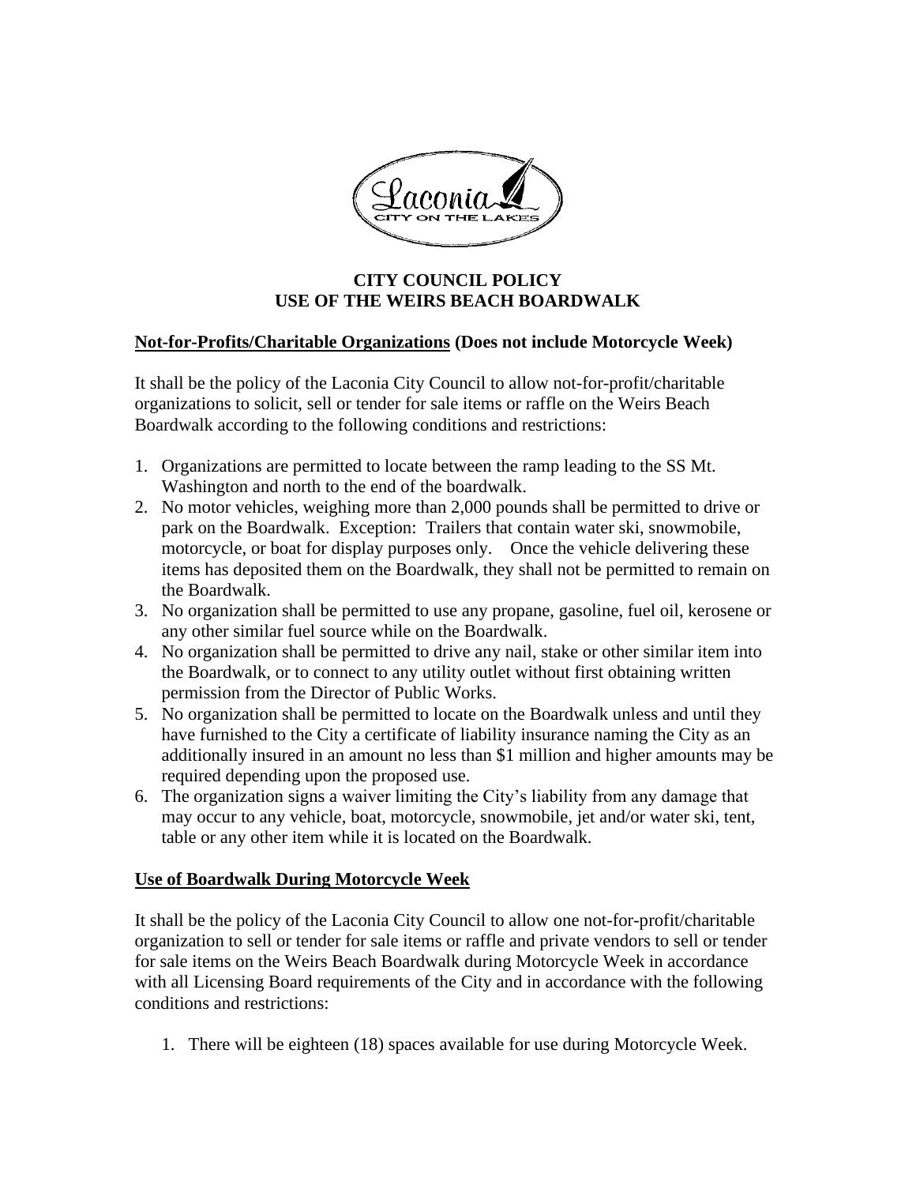# CITY COUNCIL POLICY
# USE OF THE WEIRS BEACH BOARDWALK

**<u>Not-for-Profits/Charitable Organizations</u> (Does not include Motorcycle Week)**

It shall be the policy of the Laconia City Council to allow not-for-profit/charitable organizations to solicit, sell or tender for sale items or raffle on the Weirs Beach Boardwalk according to the following conditions and restrictions:

1. Organizations are permitted to locate between the ramp leading to the SS Mt. Washington and north to the end of the boardwalk.
2. No motor vehicles, weighing more than 2,000 pounds shall be permitted to drive or park on the Boardwalk. Exception: Trailers that contain water ski, snowmobile, motorcycle, or boat for display purposes only. Once the vehicle delivering these items has deposited them on the Boardwalk, they shall not be permitted to remain on the Boardwalk.
3. No organization shall be permitted to use any propane, gasoline, fuel oil, kerosene or any other similar fuel source while on the Boardwalk.
4. No organization shall be permitted to drive any nail, stake or other similar item into the Boardwalk, or to connect to any utility outlet without first obtaining written permission from the Director of Public Works.
5. No organization shall be permitted to locate on the Boardwalk unless and until they have furnished to the City a certificate of liability insurance naming the City as an additionally insured in an amount no less than $1 million and higher amounts may be required depending upon the proposed use.
6. The organization signs a waiver limiting the City's liability from any damage that may occur to any vehicle, boat, motorcycle, snowmobile, jet and/or water ski, tent, table or any other item while it is located on the Boardwalk.

**<u>Use of Boardwalk During Motorcycle Week</u>**

It shall be the policy of the Laconia City Council to allow one not-for-profit/charitable organization to sell or tender for sale items or raffle and private vendors to sell or tender for sale items on the Weirs Beach Boardwalk during Motorcycle Week in accordance with all Licensing Board requirements of the City and in accordance with the following conditions and restrictions:

1. There will be eighteen (18) spaces available for use during Motorcycle Week.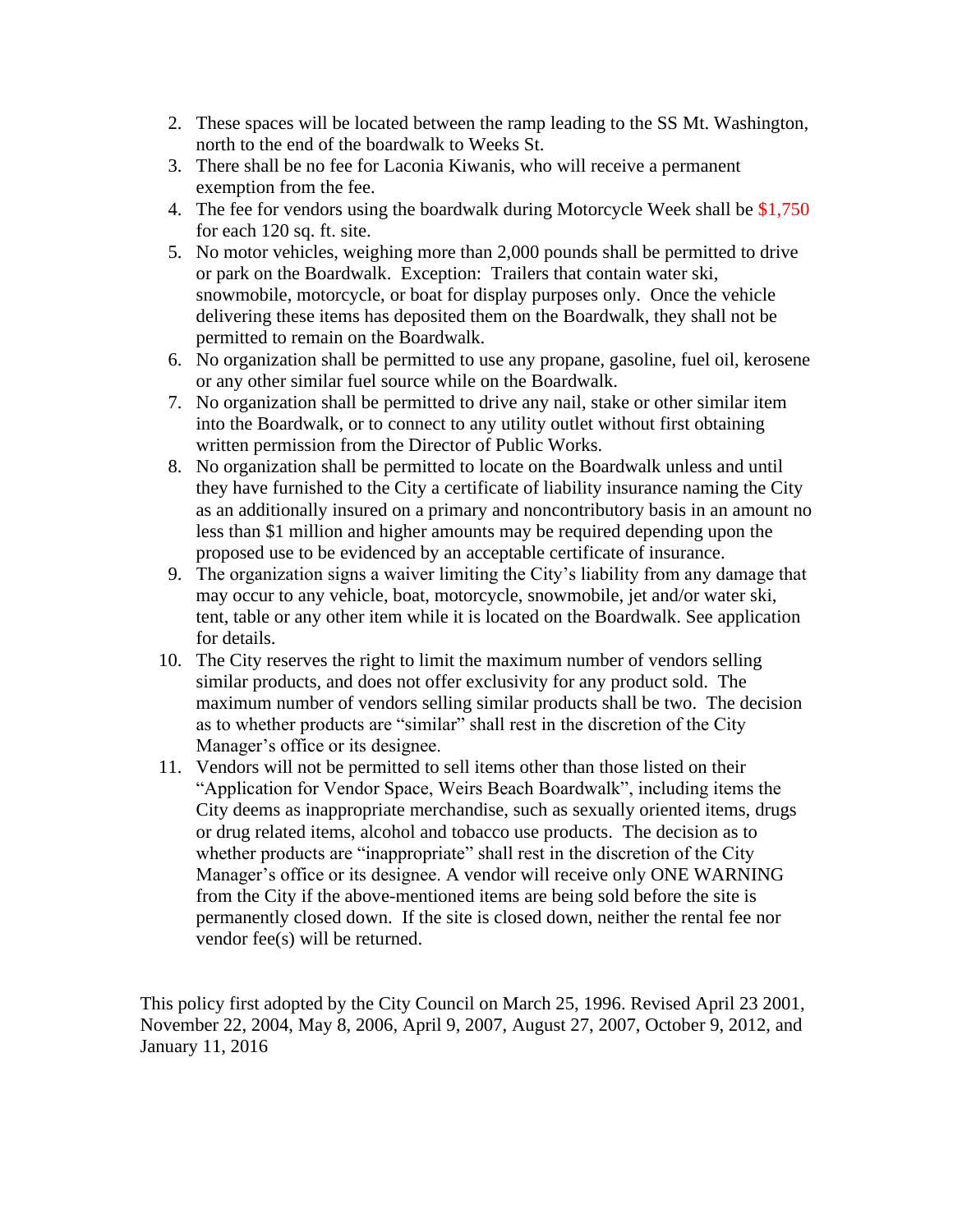2. These spaces will be located between the ramp leading to the SS Mt. Washington, north to the end of the boardwalk to Weeks St.
3. There shall be no fee for Laconia Kiwanis, who will receive a permanent exemption from the fee.
4. The fee for vendors using the boardwalk during Motorcycle Week shall be $1,750 for each 120 sq. ft. site.
5. No motor vehicles, weighing more than 2,000 pounds shall be permitted to drive or park on the Boardwalk. Exception: Trailers that contain water ski, snowmobile, motorcycle, or boat for display purposes only. Once the vehicle delivering these items has deposited them on the Boardwalk, they shall not be permitted to remain on the Boardwalk.
6. No organization shall be permitted to use any propane, gasoline, fuel oil, kerosene or any other similar fuel source while on the Boardwalk.
7. No organization shall be permitted to drive any nail, stake or other similar item into the Boardwalk, or to connect to any utility outlet without first obtaining written permission from the Director of Public Works.
8. No organization shall be permitted to locate on the Boardwalk unless and until they have furnished to the City a certificate of liability insurance naming the City as an additionally insured on a primary and noncontributory basis in an amount no less than $1 million and higher amounts may be required depending upon the proposed use to be evidenced by an acceptable certificate of insurance.
9. The organization signs a waiver limiting the City's liability from any damage that may occur to any vehicle, boat, motorcycle, snowmobile, jet and/or water ski, tent, table or any other item while it is located on the Boardwalk. See application for details.
10. The City reserves the right to limit the maximum number of vendors selling similar products, and does not offer exclusivity for any product sold. The maximum number of vendors selling similar products shall be two. The decision as to whether products are "similar" shall rest in the discretion of the City Manager's office or its designee.
11. Vendors will not be permitted to sell items other than those listed on their "Application for Vendor Space, Weirs Beach Boardwalk", including items the City deems as inappropriate merchandise, such as sexually oriented items, drugs or drug related items, alcohol and tobacco use products. The decision as to whether products are "inappropriate" shall rest in the discretion of the City Manager's office or its designee. A vendor will receive only ONE WARNING from the City if the above-mentioned items are being sold before the site is permanently closed down. If the site is closed down, neither the rental fee nor vendor fee(s) will be returned.

This policy first adopted by the City Council on March 25, 1996. Revised April 23 2001, November 22, 2004, May 8, 2006, April 9, 2007, August 27, 2007, October 9, 2012, and January 11, 2016